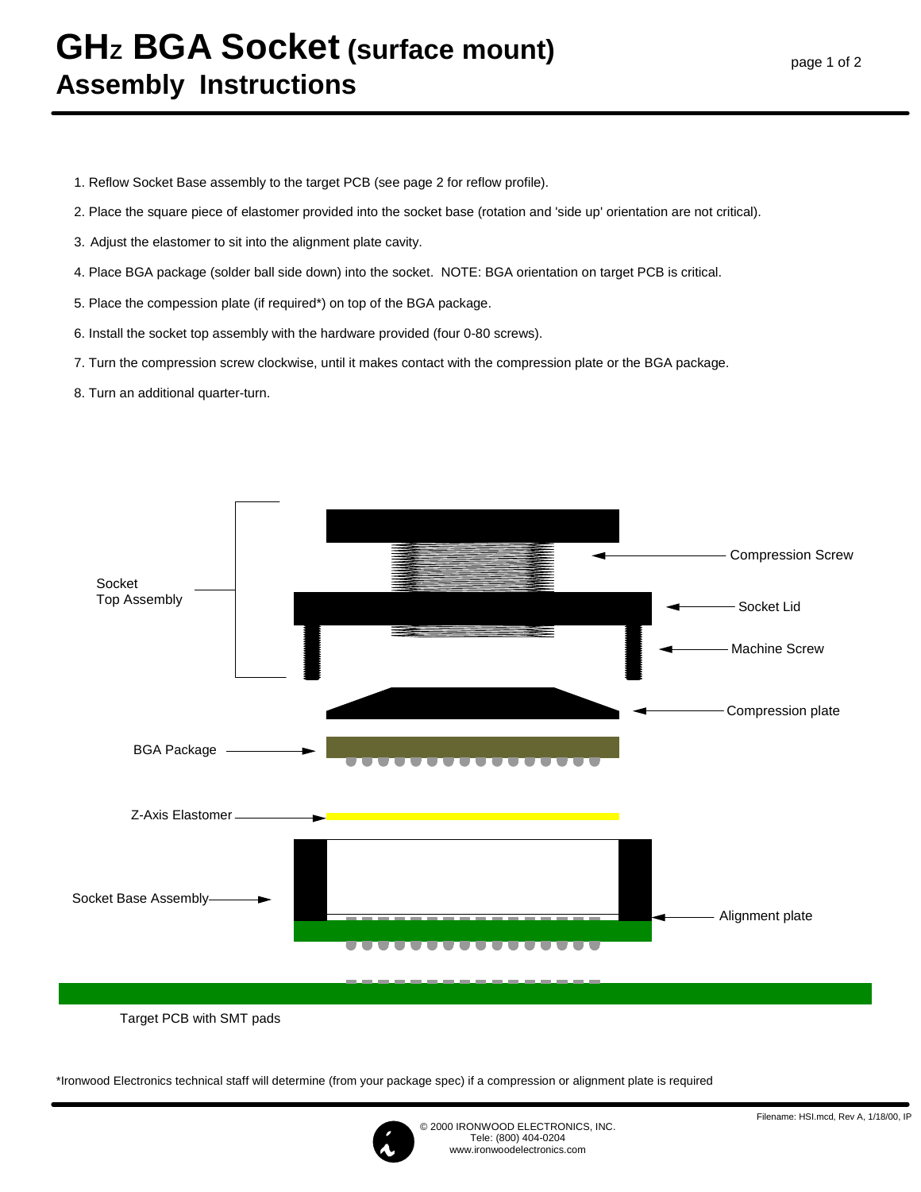# GHz BGA Socket (surface mount)
## Assembly Instructions

1. Reflow Socket Base assembly to the target PCB (see page 2 for reflow profile).
2. Place the square piece of elastomer provided into the socket base (rotation and 'side up' orientation are not critical).
3. Adjust the elastomer to sit into the alignment plate cavity.
4. Place BGA package (solder ball side down) into the socket. NOTE: BGA orientation on target PCB is critical.
5. Place the compession plate (if required*) on top of the BGA package.
6. Install the socket top assembly with the hardware provided (four 0-80 screws).
7. Turn the compression screw clockwise, until it makes contact with the compression plate or the BGA package.
8. Turn an additional quarter-turn.

Socket Top Assembly

Compression Screw

Socket Lid

Machine Screw

Compression plate

BGA Package

Z-Axis Elastomer

Socket Base Assembly

Alignment plate

Target PCB with SMT pads

*Ironwood Electronics technical staff will determine (from your package spec) if a compression or alignment plate is required

Filename: HSI.mcd, Rev A, 1/18/00, IP

© 2000 IRONWOOD ELECTRONICS, INC.
Tele: (800) 404-0204
www.ironwoodelectronics.com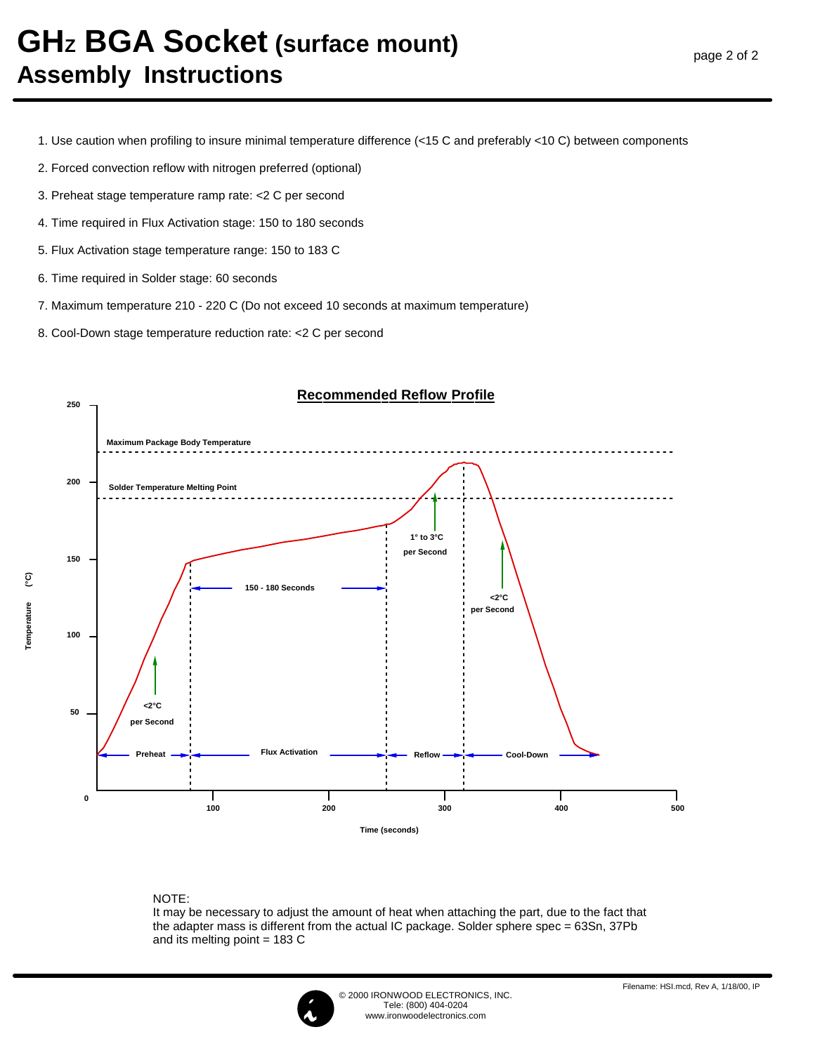# GHz BGA Socket (surface mount)
## Assembly Instructions

1. Use caution when profiling to insure minimal temperature difference (<15 C and preferably <10 C) between components
2. Forced convection reflow with nitrogen preferred (optional)
3. Preheat stage temperature ramp rate: <2 C per second
4. Time required in Flux Activation stage: 150 to 180 seconds
5. Flux Activation stage temperature range: 150 to 183 C
6. Time required in Solder stage: 60 seconds
7. Maximum temperature 210 - 220 C (Do not exceed 10 seconds at maximum temperature)
8. Cool-Down stage temperature reduction rate: <2 C per second

**Recommended Reflow Profile**

Maximum Package Body Temperature

Solder Temperature Melting Point

150 - 180 Seconds

1° to 3°C per Second

<2°C per Second

<2°C per Second

Preheat

Flux Activation

Reflow

Cool-Down

Temperature (°C)

0
50
100
150
200
250

Time (seconds)

100
200
300
400
500

NOTE:
It may be necessary to adjust the amount of heat when attaching the part, due to the fact that the adapter mass is different from the actual IC package. Solder sphere spec = 63Sn, 37Pb and its melting point = 183 C

© 2000 IRONWOOD ELECTRONICS, INC.
Tele: (800) 404-0204
www.ironwoodelectronics.com

Filename: HSI.mcd, Rev A, 1/18/00, IP